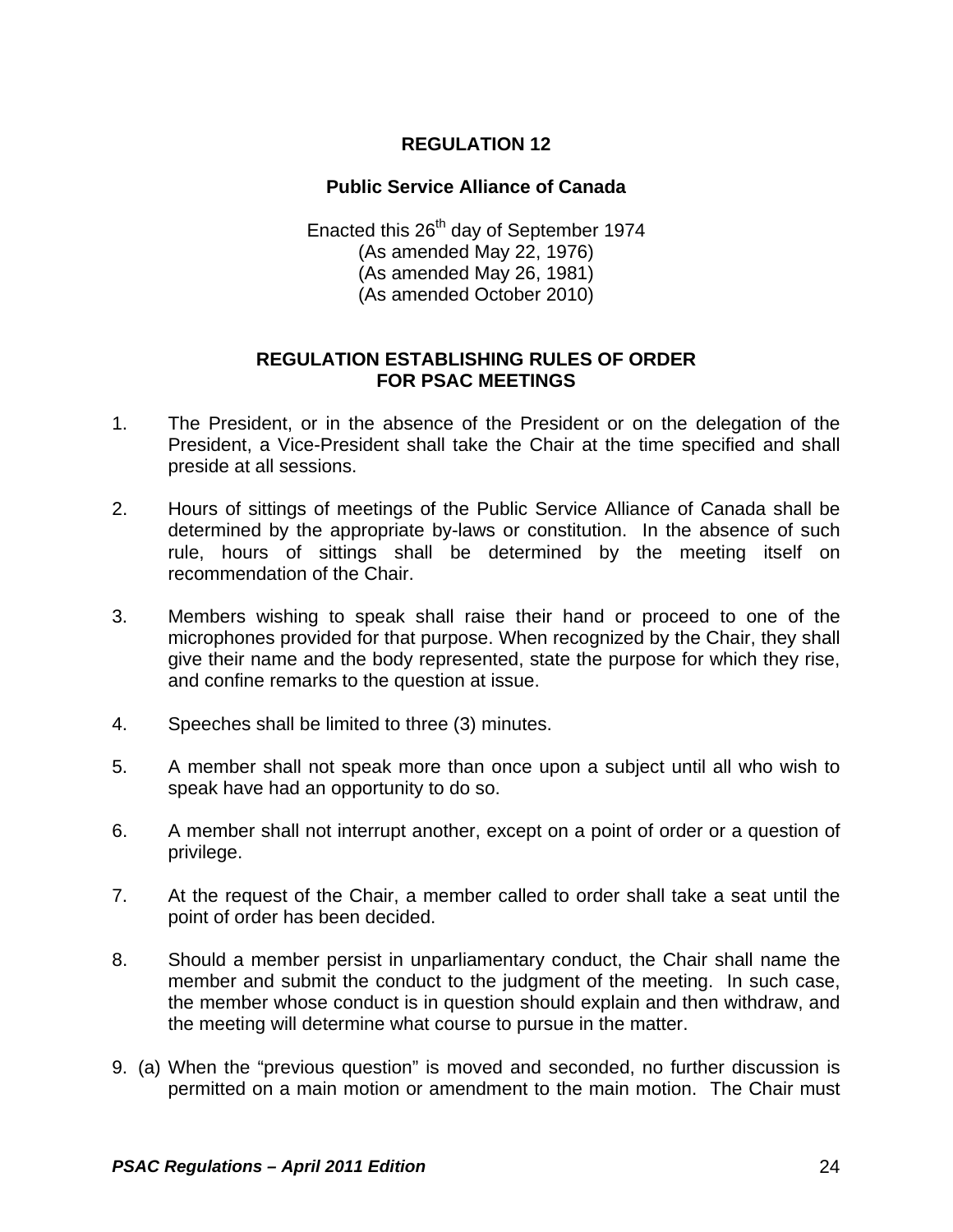# REGULATION 12

## Public Service Alliance of Canada

Enacted this 26th day of September 1974
(As amended May 22, 1976)
(As amended May 26, 1981)
(As amended October 2010)

## REGULATION ESTABLISHING RULES OF ORDER FOR PSAC MEETINGS

1. The President, or in the absence of the President or on the delegation of the President, a Vice-President shall take the Chair at the time specified and shall preside at all sessions.

2. Hours of sittings of meetings of the Public Service Alliance of Canada shall be determined by the appropriate by-laws or constitution. In the absence of such rule, hours of sittings shall be determined by the meeting itself on recommendation of the Chair.

3. Members wishing to speak shall raise their hand or proceed to one of the microphones provided for that purpose. When recognized by the Chair, they shall give their name and the body represented, state the purpose for which they rise, and confine remarks to the question at issue.

4. Speeches shall be limited to three (3) minutes.

5. A member shall not speak more than once upon a subject until all who wish to speak have had an opportunity to do so.

6. A member shall not interrupt another, except on a point of order or a question of privilege.

7. At the request of the Chair, a member called to order shall take a seat until the point of order has been decided.

8. Should a member persist in unparliamentary conduct, the Chair shall name the member and submit the conduct to the judgment of the meeting. In such case, the member whose conduct is in question should explain and then withdraw, and the meeting will determine what course to pursue in the matter.

9. (a) When the "previous question" is moved and seconded, no further discussion is permitted on a main motion or amendment to the main motion. The Chair must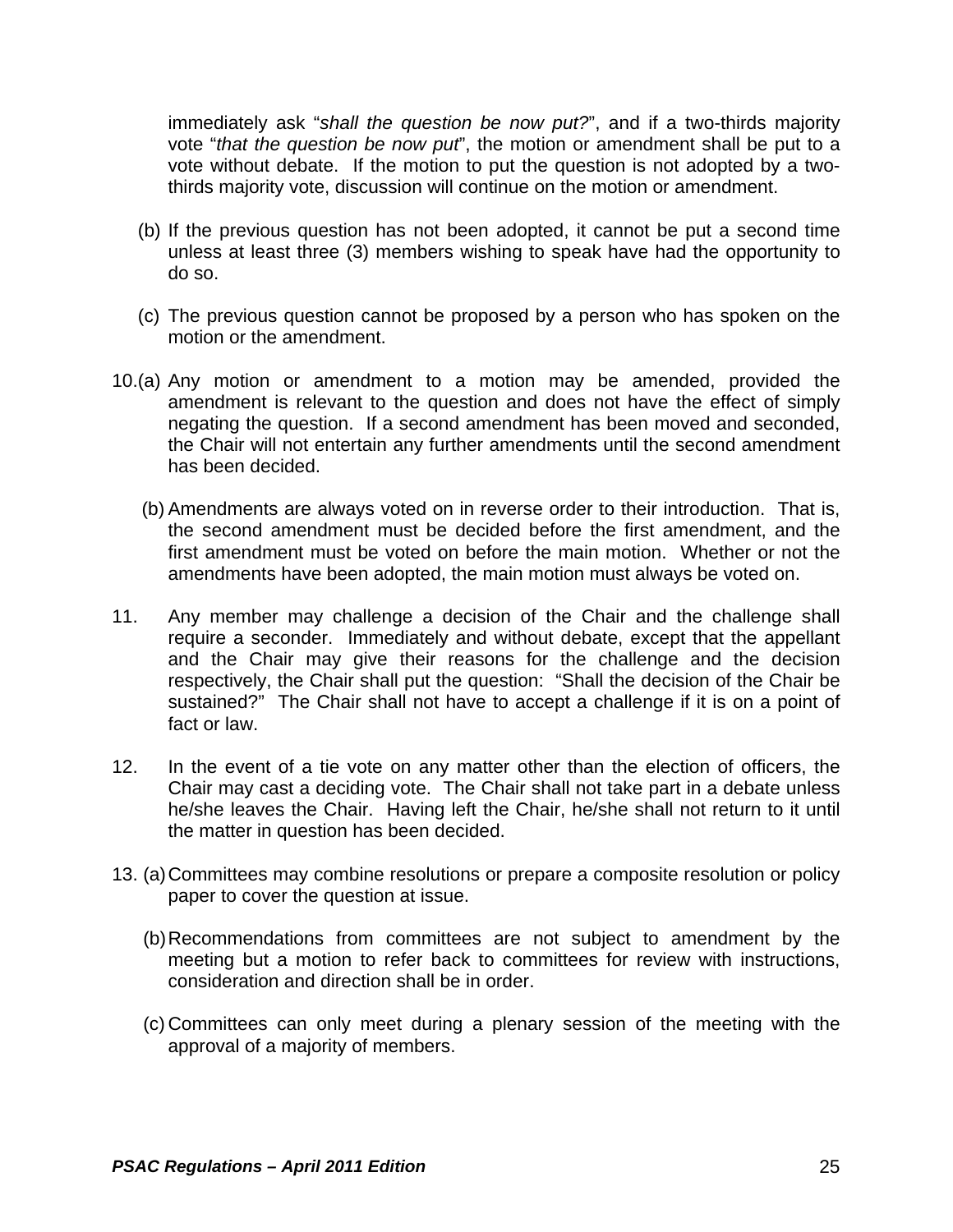immediately ask "*shall the question be now put?*", and if a two-thirds majority vote "*that the question be now put*", the motion or amendment shall be put to a vote without debate. If the motion to put the question is not adopted by a two-thirds majority vote, discussion will continue on the motion or amendment.

(b) If the previous question has not been adopted, it cannot be put a second time unless at least three (3) members wishing to speak have had the opportunity to do so.

(c) The previous question cannot be proposed by a person who has spoken on the motion or the amendment.

10.(a) Any motion or amendment to a motion may be amended, provided the amendment is relevant to the question and does not have the effect of simply negating the question. If a second amendment has been moved and seconded, the Chair will not entertain any further amendments until the second amendment has been decided.

(b) Amendments are always voted on in reverse order to their introduction. That is, the second amendment must be decided before the first amendment, and the first amendment must be voted on before the main motion. Whether or not the amendments have been adopted, the main motion must always be voted on.

11. Any member may challenge a decision of the Chair and the challenge shall require a seconder. Immediately and without debate, except that the appellant and the Chair may give their reasons for the challenge and the decision respectively, the Chair shall put the question: "Shall the decision of the Chair be sustained?" The Chair shall not have to accept a challenge if it is on a point of fact or law.

12. In the event of a tie vote on any matter other than the election of officers, the Chair may cast a deciding vote. The Chair shall not take part in a debate unless he/she leaves the Chair. Having left the Chair, he/she shall not return to it until the matter in question has been decided.

13. (a) Committees may combine resolutions or prepare a composite resolution or policy paper to cover the question at issue.

(b) Recommendations from committees are not subject to amendment by the meeting but a motion to refer back to committees for review with instructions, consideration and direction shall be in order.

(c) Committees can only meet during a plenary session of the meeting with the approval of a majority of members.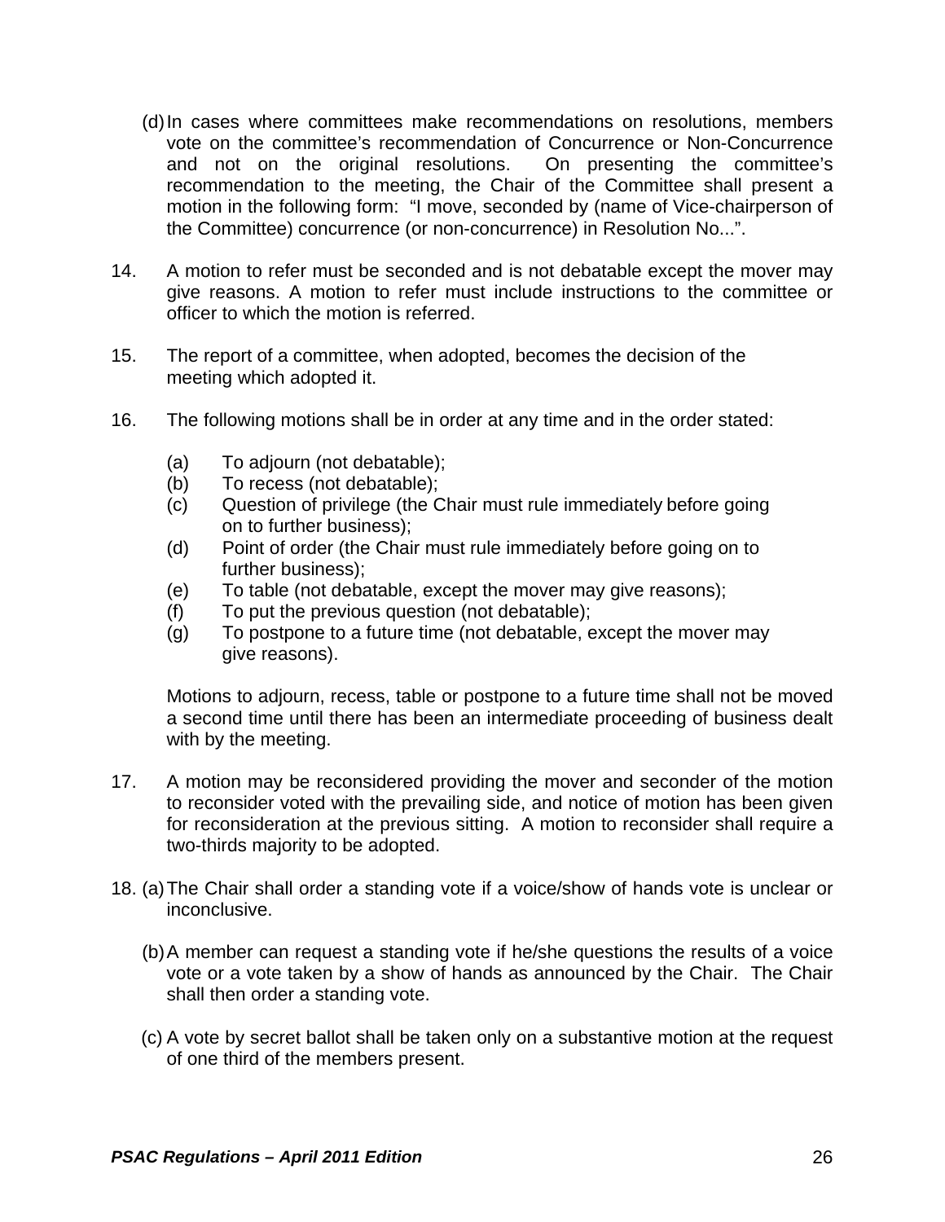(d) In cases where committees make recommendations on resolutions, members vote on the committee's recommendation of Concurrence or Non-Concurrence and not on the original resolutions. On presenting the committee's recommendation to the meeting, the Chair of the Committee shall present a motion in the following form: "I move, seconded by (name of Vice-chairperson of the Committee) concurrence (or non-concurrence) in Resolution No...".

14. A motion to refer must be seconded and is not debatable except the mover may give reasons. A motion to refer must include instructions to the committee or officer to which the motion is referred.

15. The report of a committee, when adopted, becomes the decision of the meeting which adopted it.

16. The following motions shall be in order at any time and in the order stated:

    (a) To adjourn (not debatable);
    (b) To recess (not debatable);
    (c) Question of privilege (the Chair must rule immediately before going on to further business);
    (d) Point of order (the Chair must rule immediately before going on to further business);
    (e) To table (not debatable, except the mover may give reasons);
    (f) To put the previous question (not debatable);
    (g) To postpone to a future time (not debatable, except the mover may give reasons).

    Motions to adjourn, recess, table or postpone to a future time shall not be moved a second time until there has been an intermediate proceeding of business dealt with by the meeting.

17. A motion may be reconsidered providing the mover and seconder of the motion to reconsider voted with the prevailing side, and notice of motion has been given for reconsideration at the previous sitting. A motion to reconsider shall require a two-thirds majority to be adopted.

18. (a) The Chair shall order a standing vote if a voice/show of hands vote is unclear or inconclusive.

    (b) A member can request a standing vote if he/she questions the results of a voice vote or a vote taken by a show of hands as announced by the Chair. The Chair shall then order a standing vote.

    (c) A vote by secret ballot shall be taken only on a substantive motion at the request of one third of the members present.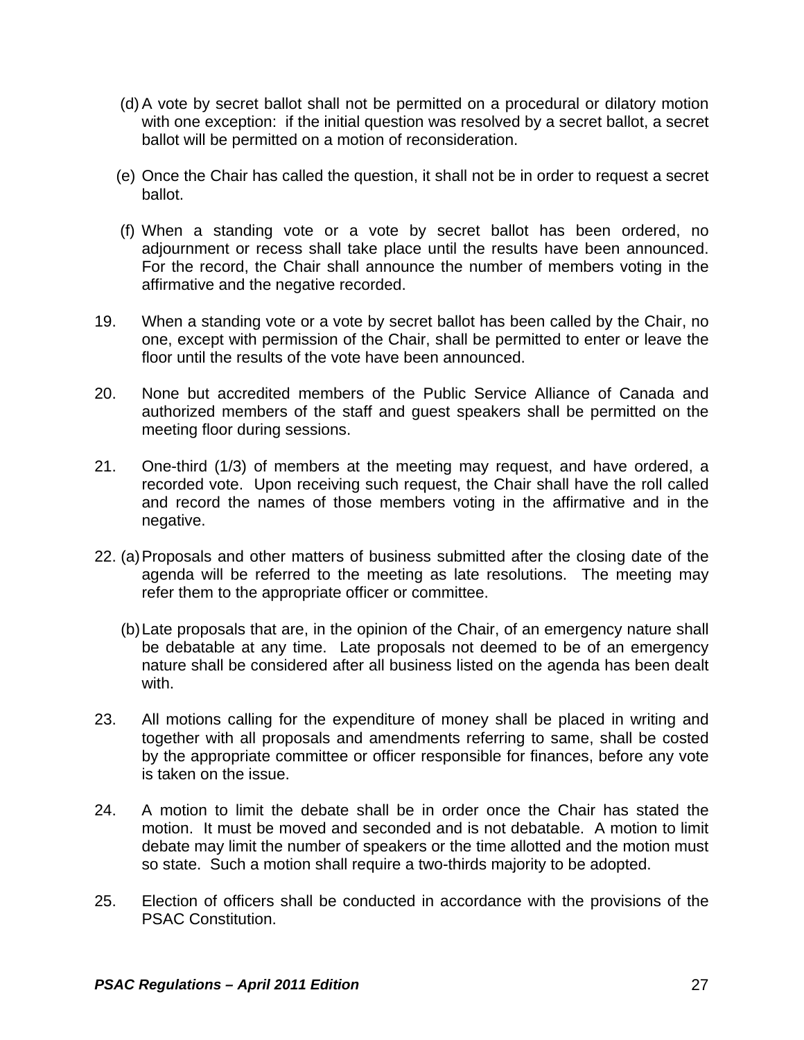(d) A vote by secret ballot shall not be permitted on a procedural or dilatory motion with one exception: if the initial question was resolved by a secret ballot, a secret ballot will be permitted on a motion of reconsideration.

(e) Once the Chair has called the question, it shall not be in order to request a secret ballot.

(f) When a standing vote or a vote by secret ballot has been ordered, no adjournment or recess shall take place until the results have been announced. For the record, the Chair shall announce the number of members voting in the affirmative and the negative recorded.

19. When a standing vote or a vote by secret ballot has been called by the Chair, no one, except with permission of the Chair, shall be permitted to enter or leave the floor until the results of the vote have been announced.

20. None but accredited members of the Public Service Alliance of Canada and authorized members of the staff and guest speakers shall be permitted on the meeting floor during sessions.

21. One-third (1/3) of members at the meeting may request, and have ordered, a recorded vote. Upon receiving such request, the Chair shall have the roll called and record the names of those members voting in the affirmative and in the negative.

22. (a) Proposals and other matters of business submitted after the closing date of the agenda will be referred to the meeting as late resolutions. The meeting may refer them to the appropriate officer or committee.

(b) Late proposals that are, in the opinion of the Chair, of an emergency nature shall be debatable at any time. Late proposals not deemed to be of an emergency nature shall be considered after all business listed on the agenda has been dealt with.

23. All motions calling for the expenditure of money shall be placed in writing and together with all proposals and amendments referring to same, shall be costed by the appropriate committee or officer responsible for finances, before any vote is taken on the issue.

24. A motion to limit the debate shall be in order once the Chair has stated the motion. It must be moved and seconded and is not debatable. A motion to limit debate may limit the number of speakers or the time allotted and the motion must so state. Such a motion shall require a two-thirds majority to be adopted.

25. Election of officers shall be conducted in accordance with the provisions of the PSAC Constitution.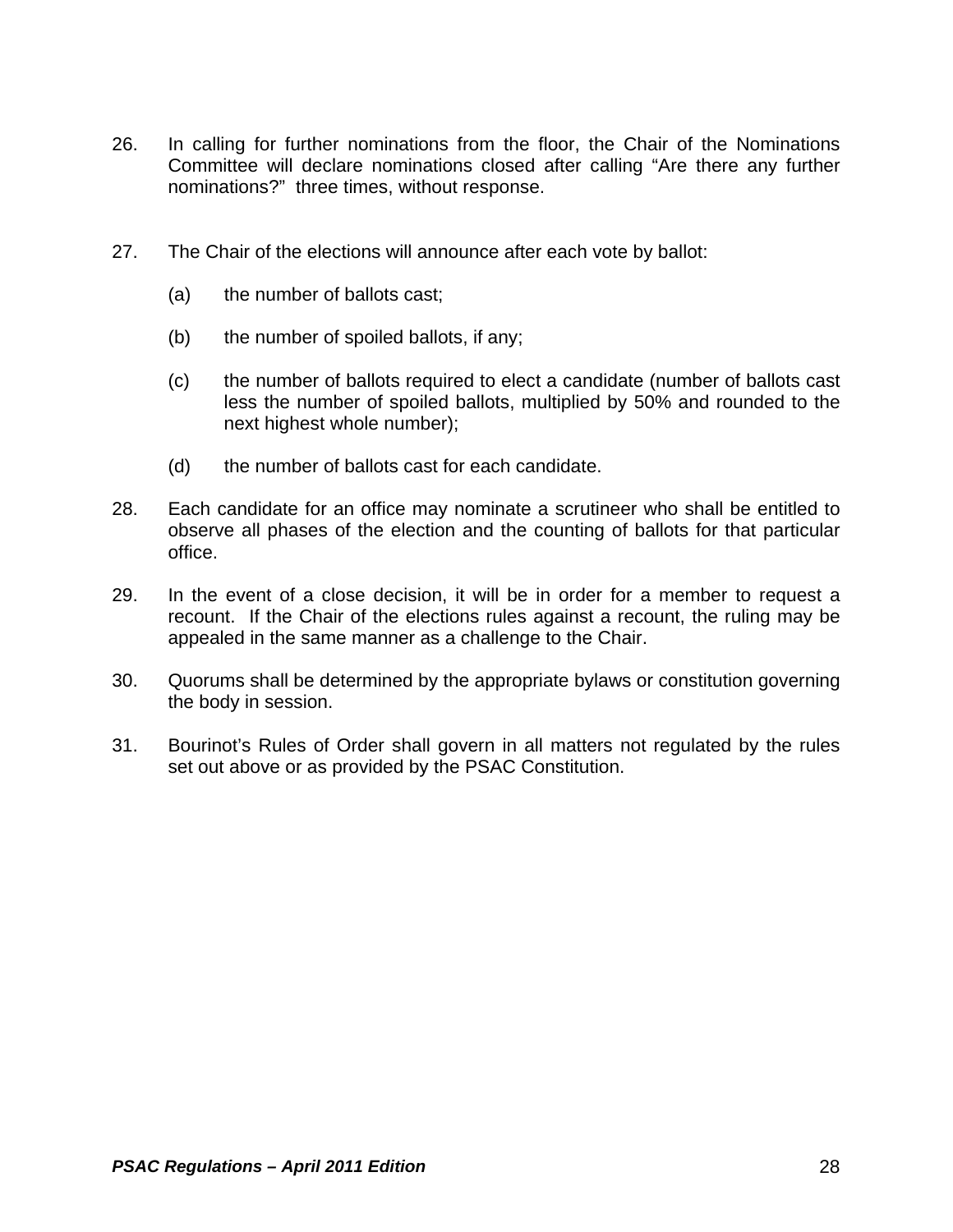26. In calling for further nominations from the floor, the Chair of the Nominations Committee will declare nominations closed after calling "Are there any further nominations?" three times, without response.

27. The Chair of the elections will announce after each vote by ballot:

    (a) the number of ballots cast;

    (b) the number of spoiled ballots, if any;

    (c) the number of ballots required to elect a candidate (number of ballots cast less the number of spoiled ballots, multiplied by 50% and rounded to the next highest whole number);

    (d) the number of ballots cast for each candidate.

28. Each candidate for an office may nominate a scrutineer who shall be entitled to observe all phases of the election and the counting of ballots for that particular office.

29. In the event of a close decision, it will be in order for a member to request a recount. If the Chair of the elections rules against a recount, the ruling may be appealed in the same manner as a challenge to the Chair.

30. Quorums shall be determined by the appropriate bylaws or constitution governing the body in session.

31. Bourinot's Rules of Order shall govern in all matters not regulated by the rules set out above or as provided by the PSAC Constitution.